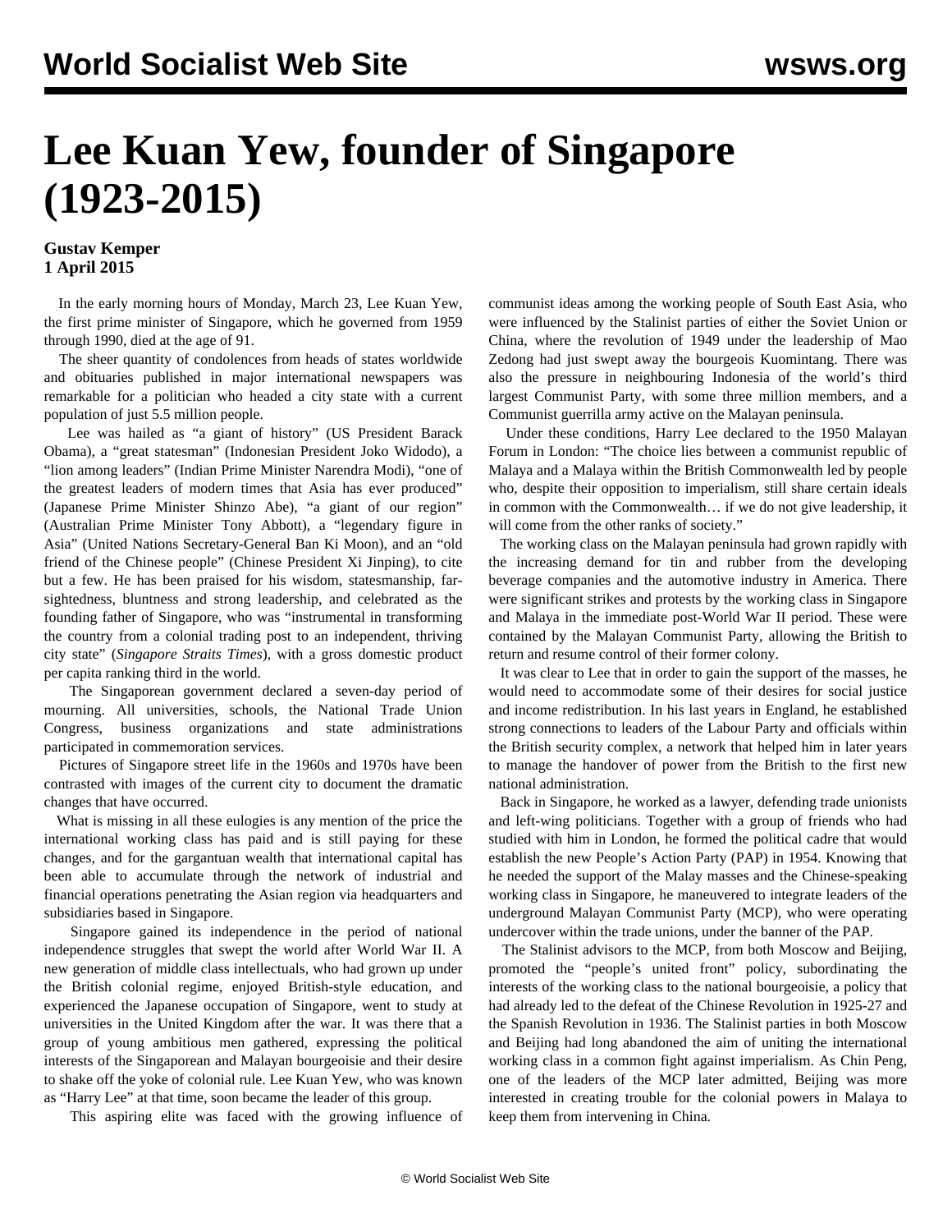# Lee Kuan Yew, founder of Singapore (1923-2015)

**Gustav Kemper**
**1 April 2015**

In the early morning hours of Monday, March 23, Lee Kuan Yew, the first prime minister of Singapore, which he governed from 1959 through 1990, died at the age of 91.

The sheer quantity of condolences from heads of states worldwide and obituaries published in major international newspapers was remarkable for a politician who headed a city state with a current population of just 5.5 million people.

Lee was hailed as "a giant of history" (US President Barack Obama), a "great statesman" (Indonesian President Joko Widodo), a "lion among leaders" (Indian Prime Minister Narendra Modi), "one of the greatest leaders of modern times that Asia has ever produced" (Japanese Prime Minister Shinzo Abe), "a giant of our region" (Australian Prime Minister Tony Abbott), a "legendary figure in Asia" (United Nations Secretary-General Ban Ki Moon), and an "old friend of the Chinese people" (Chinese President Xi Jinping), to cite but a few. He has been praised for his wisdom, statesmanship, far-sightedness, bluntness and strong leadership, and celebrated as the founding father of Singapore, who was "instrumental in transforming the country from a colonial trading post to an independent, thriving city state" (*Singapore Straits Times*), with a gross domestic product per capita ranking third in the world.

The Singaporean government declared a seven-day period of mourning. All universities, schools, the National Trade Union Congress, business organizations and state administrations participated in commemoration services.

Pictures of Singapore street life in the 1960s and 1970s have been contrasted with images of the current city to document the dramatic changes that have occurred.

What is missing in all these eulogies is any mention of the price the international working class has paid and is still paying for these changes, and for the gargantuan wealth that international capital has been able to accumulate through the network of industrial and financial operations penetrating the Asian region via headquarters and subsidiaries based in Singapore.

Singapore gained its independence in the period of national independence struggles that swept the world after World War II. A new generation of middle class intellectuals, who had grown up under the British colonial regime, enjoyed British-style education, and experienced the Japanese occupation of Singapore, went to study at universities in the United Kingdom after the war. It was there that a group of young ambitious men gathered, expressing the political interests of the Singaporean and Malayan bourgeoisie and their desire to shake off the yoke of colonial rule. Lee Kuan Yew, who was known as "Harry Lee" at that time, soon became the leader of this group.

This aspiring elite was faced with the growing influence of communist ideas among the working people of South East Asia, who were influenced by the Stalinist parties of either the Soviet Union or China, where the revolution of 1949 under the leadership of Mao Zedong had just swept away the bourgeois Kuomintang. There was also the pressure in neighbouring Indonesia of the world's third largest Communist Party, with some three million members, and a Communist guerrilla army active on the Malayan peninsula.

Under these conditions, Harry Lee declared to the 1950 Malayan Forum in London: "The choice lies between a communist republic of Malaya and a Malaya within the British Commonwealth led by people who, despite their opposition to imperialism, still share certain ideals in common with the Commonwealth… if we do not give leadership, it will come from the other ranks of society."

The working class on the Malayan peninsula had grown rapidly with the increasing demand for tin and rubber from the developing beverage companies and the automotive industry in America. There were significant strikes and protests by the working class in Singapore and Malaya in the immediate post-World War II period. These were contained by the Malayan Communist Party, allowing the British to return and resume control of their former colony.

It was clear to Lee that in order to gain the support of the masses, he would need to accommodate some of their desires for social justice and income redistribution. In his last years in England, he established strong connections to leaders of the Labour Party and officials within the British security complex, a network that helped him in later years to manage the handover of power from the British to the first new national administration.

Back in Singapore, he worked as a lawyer, defending trade unionists and left-wing politicians. Together with a group of friends who had studied with him in London, he formed the political cadre that would establish the new People's Action Party (PAP) in 1954. Knowing that he needed the support of the Malay masses and the Chinese-speaking working class in Singapore, he maneuvered to integrate leaders of the underground Malayan Communist Party (MCP), who were operating undercover within the trade unions, under the banner of the PAP.

The Stalinist advisors to the MCP, from both Moscow and Beijing, promoted the "people's united front" policy, subordinating the interests of the working class to the national bourgeoisie, a policy that had already led to the defeat of the Chinese Revolution in 1925-27 and the Spanish Revolution in 1936. The Stalinist parties in both Moscow and Beijing had long abandoned the aim of uniting the international working class in a common fight against imperialism. As Chin Peng, one of the leaders of the MCP later admitted, Beijing was more interested in creating trouble for the colonial powers in Malaya to keep them from intervening in China.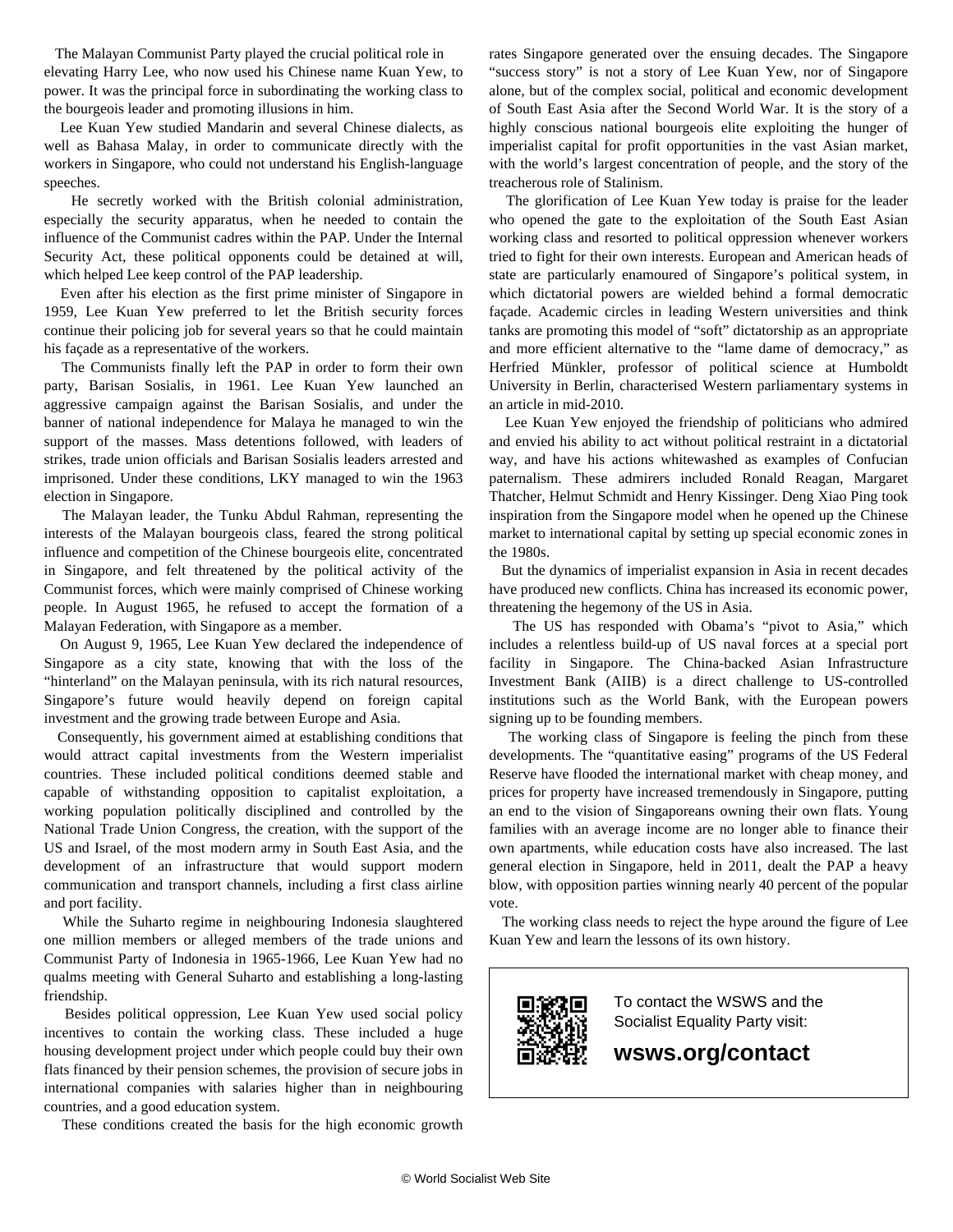The Malayan Communist Party played the crucial political role in elevating Harry Lee, who now used his Chinese name Kuan Yew, to power. It was the principal force in subordinating the working class to the bourgeois leader and promoting illusions in him.

Lee Kuan Yew studied Mandarin and several Chinese dialects, as well as Bahasa Malay, in order to communicate directly with the workers in Singapore, who could not understand his English-language speeches.

He secretly worked with the British colonial administration, especially the security apparatus, when he needed to contain the influence of the Communist cadres within the PAP. Under the Internal Security Act, these political opponents could be detained at will, which helped Lee keep control of the PAP leadership.

Even after his election as the first prime minister of Singapore in 1959, Lee Kuan Yew preferred to let the British security forces continue their policing job for several years so that he could maintain his façade as a representative of the workers.

The Communists finally left the PAP in order to form their own party, Barisan Sosialis, in 1961. Lee Kuan Yew launched an aggressive campaign against the Barisan Sosialis, and under the banner of national independence for Malaya he managed to win the support of the masses. Mass detentions followed, with leaders of strikes, trade union officials and Barisan Sosialis leaders arrested and imprisoned. Under these conditions, LKY managed to win the 1963 election in Singapore.

The Malayan leader, the Tunku Abdul Rahman, representing the interests of the Malayan bourgeois class, feared the strong political influence and competition of the Chinese bourgeois elite, concentrated in Singapore, and felt threatened by the political activity of the Communist forces, which were mainly comprised of Chinese working people. In August 1965, he refused to accept the formation of a Malayan Federation, with Singapore as a member.

On August 9, 1965, Lee Kuan Yew declared the independence of Singapore as a city state, knowing that with the loss of the "hinterland" on the Malayan peninsula, with its rich natural resources, Singapore's future would heavily depend on foreign capital investment and the growing trade between Europe and Asia.

Consequently, his government aimed at establishing conditions that would attract capital investments from the Western imperialist countries. These included political conditions deemed stable and capable of withstanding opposition to capitalist exploitation, a working population politically disciplined and controlled by the National Trade Union Congress, the creation, with the support of the US and Israel, of the most modern army in South East Asia, and the development of an infrastructure that would support modern communication and transport channels, including a first class airline and port facility.

While the Suharto regime in neighbouring Indonesia slaughtered one million members or alleged members of the trade unions and Communist Party of Indonesia in 1965-1966, Lee Kuan Yew had no qualms meeting with General Suharto and establishing a long-lasting friendship.

Besides political oppression, Lee Kuan Yew used social policy incentives to contain the working class. These included a huge housing development project under which people could buy their own flats financed by their pension schemes, the provision of secure jobs in international companies with salaries higher than in neighbouring countries, and a good education system.

These conditions created the basis for the high economic growth rates Singapore generated over the ensuing decades. The Singapore "success story" is not a story of Lee Kuan Yew, nor of Singapore alone, but of the complex social, political and economic development of South East Asia after the Second World War. It is the story of a highly conscious national bourgeois elite exploiting the hunger of imperialist capital for profit opportunities in the vast Asian market, with the world's largest concentration of people, and the story of the treacherous role of Stalinism.

The glorification of Lee Kuan Yew today is praise for the leader who opened the gate to the exploitation of the South East Asian working class and resorted to political oppression whenever workers tried to fight for their own interests. European and American heads of state are particularly enamoured of Singapore's political system, in which dictatorial powers are wielded behind a formal democratic façade. Academic circles in leading Western universities and think tanks are promoting this model of "soft" dictatorship as an appropriate and more efficient alternative to the "lame dame of democracy," as Herfried Münkler, professor of political science at Humboldt University in Berlin, characterised Western parliamentary systems in an article in mid-2010.

Lee Kuan Yew enjoyed the friendship of politicians who admired and envied his ability to act without political restraint in a dictatorial way, and have his actions whitewashed as examples of Confucian paternalism. These admirers included Ronald Reagan, Margaret Thatcher, Helmut Schmidt and Henry Kissinger. Deng Xiao Ping took inspiration from the Singapore model when he opened up the Chinese market to international capital by setting up special economic zones in the 1980s.

But the dynamics of imperialist expansion in Asia in recent decades have produced new conflicts. China has increased its economic power, threatening the hegemony of the US in Asia.

The US has responded with Obama's "pivot to Asia," which includes a relentless build-up of US naval forces at a special port facility in Singapore. The China-backed Asian Infrastructure Investment Bank (AIIB) is a direct challenge to US-controlled institutions such as the World Bank, with the European powers signing up to be founding members.

The working class of Singapore is feeling the pinch from these developments. The "quantitative easing" programs of the US Federal Reserve have flooded the international market with cheap money, and prices for property have increased tremendously in Singapore, putting an end to the vision of Singaporeans owning their own flats. Young families with an average income are no longer able to finance their own apartments, while education costs have also increased. The last general election in Singapore, held in 2011, dealt the PAP a heavy blow, with opposition parties winning nearly 40 percent of the popular vote.

The working class needs to reject the hype around the figure of Lee Kuan Yew and learn the lessons of its own history.

To contact the WSWS and the Socialist Equality Party visit:

**wsws.org/contact**